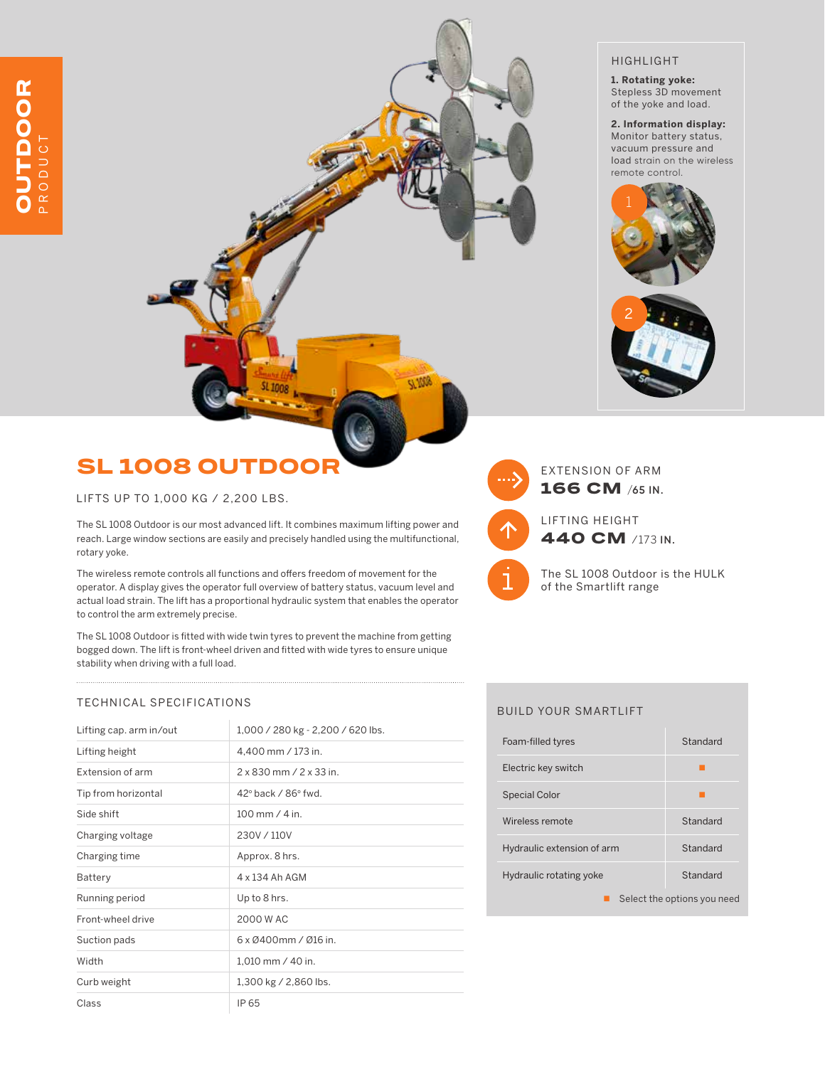**OUTDOOR** PRODUCT

### HIGHLIGHT

**1. Rotating yoke:** Stepless 3D movement of the yoke and load.

**2. Information display:** Monitor battery status, vacuum pressure and load strain on the wireless remote control.

# SL 1008 OUTDOOR

LIFTS UP TO 1,000 KG / 2,200 LBS.

The SL 1008 Outdoor is our most advanced lift. It combines maximum lifting power and reach. Large window sections are easily and precisely handled using the multifunctional, rotary yoke.

The wireless remote controls all functions and offers freedom of movement for the operator. A display gives the operator full overview of battery status, vacuum level and actual load strain. The patented proportional hydraulic system that enables the operator to control the arm extremely precise.

The SL 1008 Outdoor is fitted with wide twin tyres to prevent the machine from getting bogged down. The lift is front-wheel driven and fitted with wide tyres to ensure unique stability when driving with a full load.

EXTENSION OF ARM
**166 CM** /65 IN.

LIFTING HEIGHT
**440 CM** /173 IN.

The SL 1008 Outdoor is the HULK of the Smartlift range

## TECHNICAL SPECIFICATIONS

| | |
|---|---|
| Lifting cap. arm in/out | 1,000 / 280 kg - 2,200 / 620 lbs. |
| Lifting height | 4,400 mm / 173 in. |
| Extension of arm | 2 x 830 mm / 2 x 33 in. |
| Tip from horizontal | 42° back / 86° fwd. |
| Side shift | 100 mm / 4 in. |
| Charging voltage | 230V / 110V |
| Charging time | Approx. 8 hrs. |
| Battery | 4 x 134 Ah AGM |
| Running period | Up to 8 hrs. |
| Front-wheel drive | 2000 W AC |
| Suction pads | 6 x Ø400mm / Ø16 in. |
| Width | 1,010 mm / 40 in. |
| Curb weight | 1,300 kg / 2,860 lbs. |
| Class | IP 65 |

## BUILD YOUR SMARTLIFT

| | |
|---|---|
| Foam-filled tyres | Standard |
| Electric key switch | ■ |
| Special Color | ■ |
| Wireless remote | Standard |
| Hydraulic extension of arm | Standard |
| Hydraulic rotating yoke | Standard |

■ Select the options you need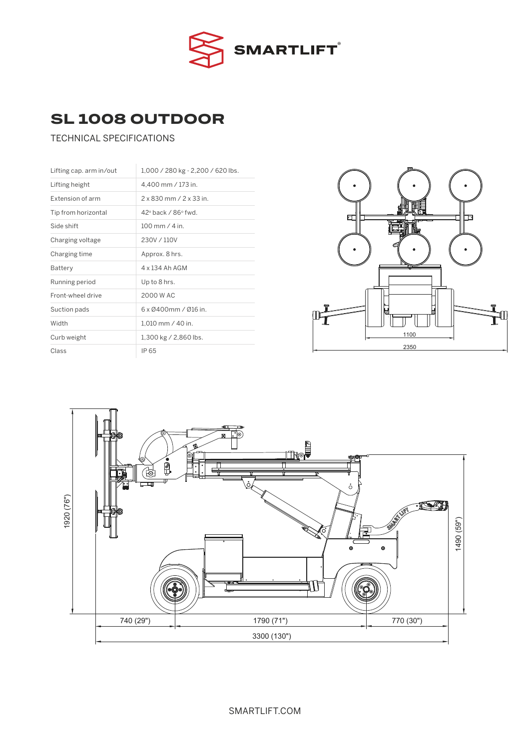# SL 1008 OUTDOOR

TECHNICAL SPECIFICATIONS

| | |
|---|---|
| Lifting cap. arm in/out | 1,000 / 280 kg - 2,200 / 620 lbs. |
| Lifting height | 4,400 mm / 173 in. |
| Extension of arm | 2 x 830 mm / 2 x 33 in. |
| Tip from horizontal | 42° back / 86° fwd. |
| Side shift | 100 mm / 4 in. |
| Charging voltage | 230V / 110V |
| Charging time | Approx. 8 hrs. |
| Battery | 4 x 134 Ah AGM |
| Running period | Up to 8 hrs. |
| Front-wheel drive | 2000 W AC |
| Suction pads | 6 x Ø400mm / Ø16 in. |
| Width | 1,010 mm / 40 in. |
| Curb weight | 1,300 kg / 2,860 lbs. |
| Class | IP 65 |

SMARTLIFT.COM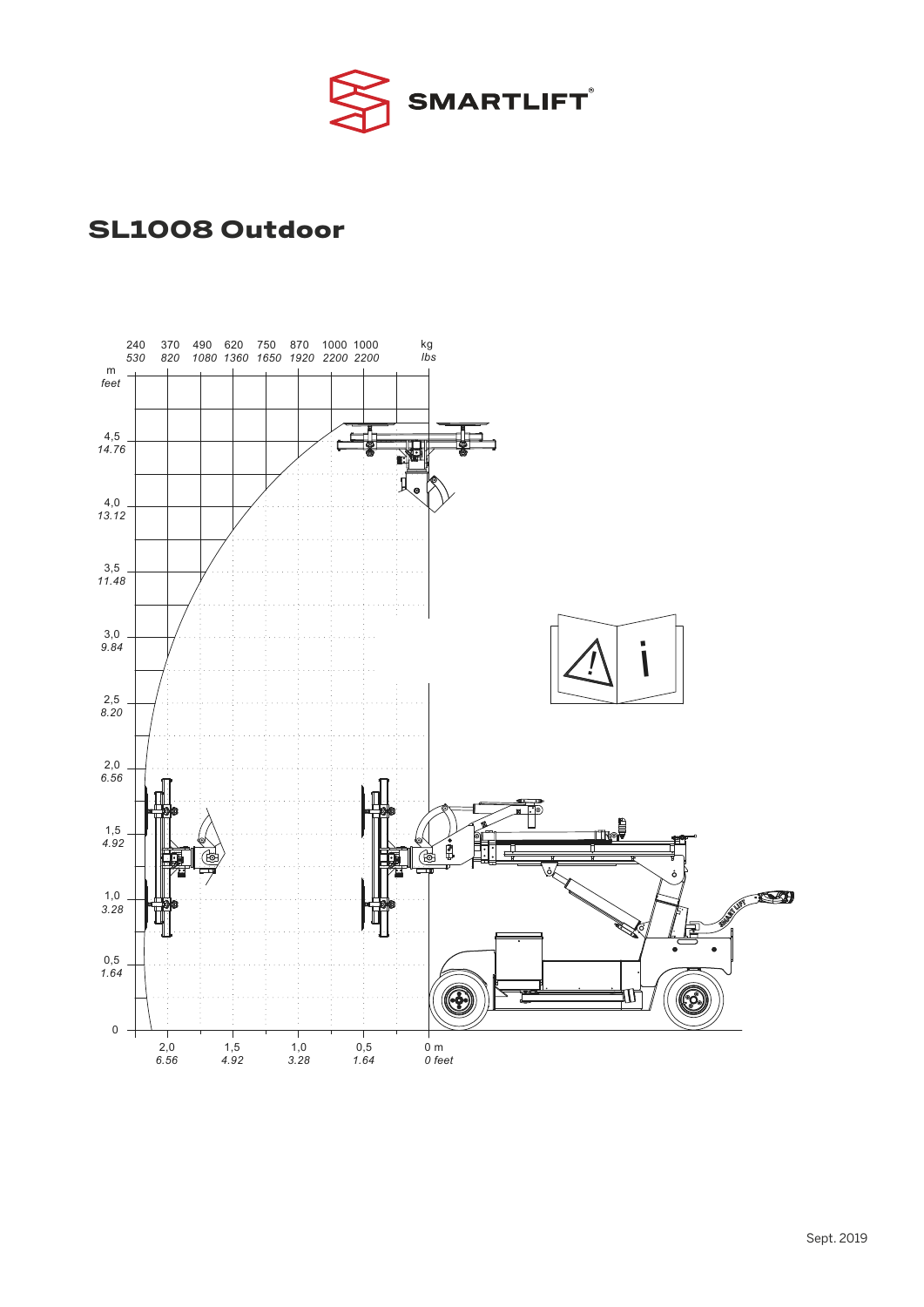SMARTLIFT®

# SL1008 Outdoor

240 370 490 620 750 870 1000 1000 kg

530 820 1080 1360 1650 1920 2200 2200 lbs

m
feet

4,5
14.76

4,0
13.12

3,5
11.48

3,0
9.84

2,5
8.20

2,0
6.56

1,5
4.92

1,0
3.28

0,5
1.64

0

2,0
6.56

1,5
4.92

1,0
3.28

0,5
1.64

0 m
0 feet

Sept. 2019